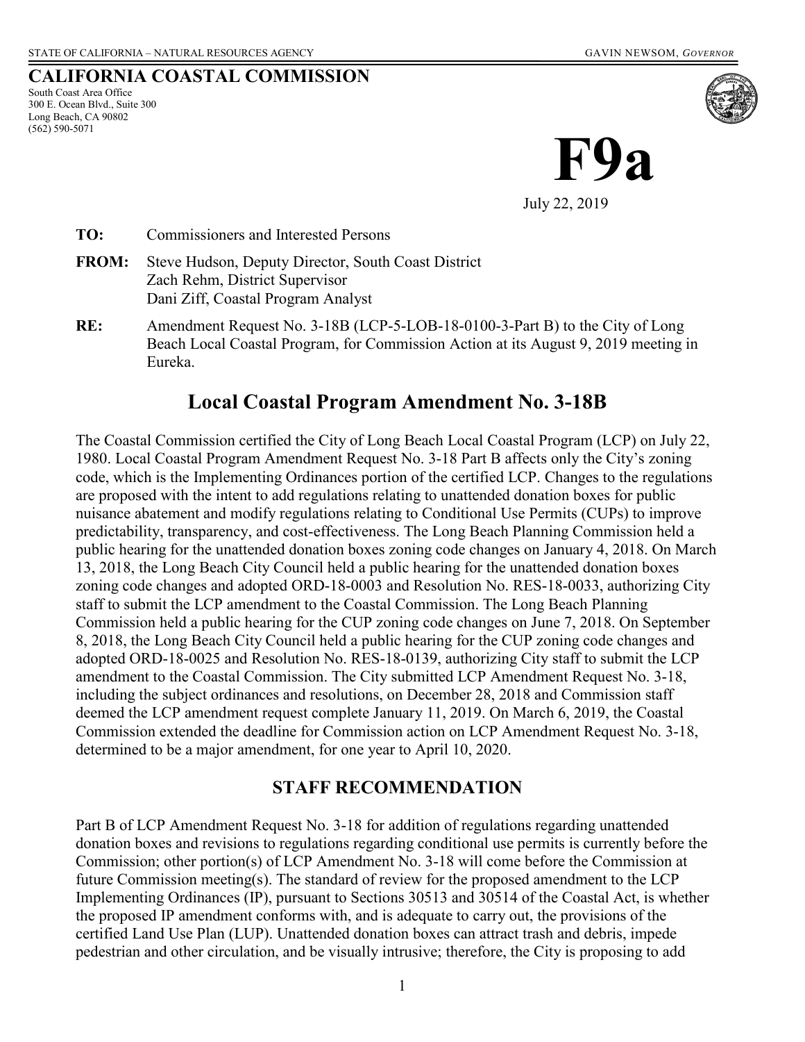STATE OF CALIFORNIA – NATURAL RESOURCES AGENCY GAVIN NEWSOM, *GOVERNOR*

**CALIFORNIA COASTAL COMMISSION**
South Coast Area Office
300 E. Ocean Blvd., Suite 300
Long Beach, CA 90802
(562) 590-5071

# F9a

July 22, 2019

**TO:** Commissioners and Interested Persons

**FROM:** Steve Hudson, Deputy Director, South Coast District
Zach Rehm, District Supervisor
Dani Ziff, Coastal Program Analyst

**RE:** Amendment Request No. 3-18B (LCP-5-LOB-18-0100-3-Part B) to the City of Long Beach Local Coastal Program, for Commission Action at its August 9, 2019 meeting in Eureka.

## Local Coastal Program Amendment No. 3-18B

The Coastal Commission certified the City of Long Beach Local Coastal Program (LCP) on July 22, 1980. Local Coastal Program Amendment Request No. 3-18 Part B affects only the City's zoning code, which is the Implementing Ordinances portion of the certified LCP. Changes to the regulations are proposed with the intent to add regulations relating to unattended donation boxes for public nuisance abatement and modify regulations relating to Conditional Use Permits (CUPs) to improve predictability, transparency, and cost-effectiveness. The Long Beach Planning Commission held a public hearing for the unattended donation boxes zoning code changes on January 4, 2018. On March 13, 2018, the Long Beach City Council held a public hearing for the unattended donation boxes zoning code changes and adopted ORD-18-0003 and Resolution No. RES-18-0033, authorizing City staff to submit the LCP amendment to the Coastal Commission. The Long Beach Planning Commission held a public hearing for the CUP zoning code changes on June 7, 2018. On September 8, 2018, the Long Beach City Council held a public hearing for the CUP zoning code changes and adopted ORD-18-0025 and Resolution No. RES-18-0139, authorizing City staff to submit the LCP amendment to the Coastal Commission. The City submitted LCP Amendment Request No. 3-18, including the subject ordinances and resolutions, on December 28, 2018 and Commission staff deemed the LCP amendment request complete January 11, 2019. On March 6, 2019, the Coastal Commission extended the deadline for Commission action on LCP Amendment Request No. 3-18, determined to be a major amendment, for one year to April 10, 2020.

## STAFF RECOMMENDATION

Part B of LCP Amendment Request No. 3-18 for addition of regulations regarding unattended donation boxes and revisions to regulations regarding conditional use permits is currently before the Commission; other portion(s) of LCP Amendment No. 3-18 will come before the Commission at future Commission meeting(s). The standard of review for the proposed amendment to the LCP Implementing Ordinances (IP), pursuant to Sections 30513 and 30514 of the Coastal Act, is whether the proposed IP amendment conforms with, and is adequate to carry out, the provisions of the certified Land Use Plan (LUP). Unattended donation boxes can attract trash and debris, impede pedestrian and other circulation, and be visually intrusive; therefore, the City is proposing to add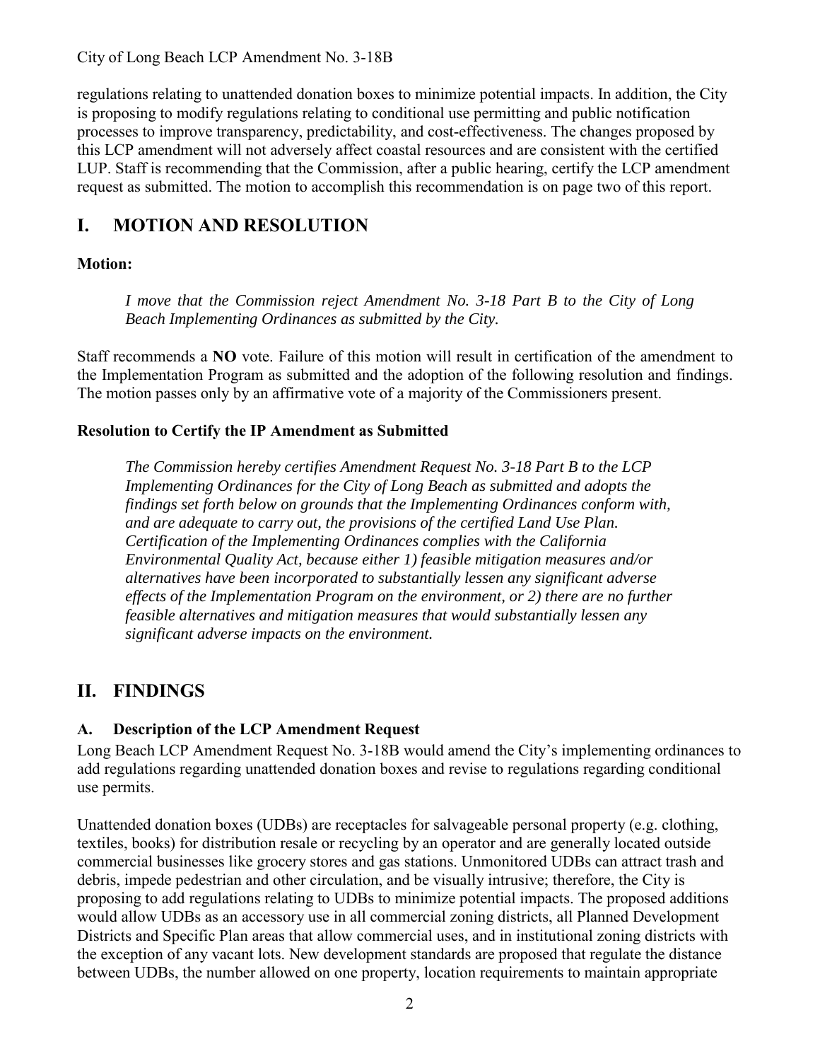regulations relating to unattended donation boxes to minimize potential impacts. In addition, the City is proposing to modify regulations relating to conditional use permitting and public notification processes to improve transparency, predictability, and cost-effectiveness. The changes proposed by this LCP amendment will not adversely affect coastal resources and are consistent with the certified LUP. Staff is recommending that the Commission, after a public hearing, certify the LCP amendment request as submitted. The motion to accomplish this recommendation is on page two of this report.

# I. MOTION AND RESOLUTION

**Motion:**

> *I move that the Commission reject Amendment No. 3-18 Part B to the City of Long Beach Implementing Ordinances as submitted by the City.*

Staff recommends a **NO** vote. Failure of this motion will result in certification of the amendment to the Implementation Program as submitted and the adoption of the following resolution and findings. The motion passes only by an affirmative vote of a majority of the Commissioners present.

**Resolution to Certify the IP Amendment as Submitted**

> *The Commission hereby certifies Amendment Request No. 3-18 Part B to the LCP Implementing Ordinances for the City of Long Beach as submitted and adopts the findings set forth below on grounds that the Implementing Ordinances conform with, and are adequate to carry out, the provisions of the certified Land Use Plan. Certification of the Implementing Ordinances complies with the California Environmental Quality Act, because either 1) feasible mitigation measures and/or alternatives have been incorporated to substantially lessen any significant adverse effects of the Implementation Program on the environment, or 2) there are no further feasible alternatives and mitigation measures that would substantially lessen any significant adverse impacts on the environment.*

# II. FINDINGS

## A. Description of the LCP Amendment Request

Long Beach LCP Amendment Request No. 3-18B would amend the City's implementing ordinances to add regulations regarding unattended donation boxes and revise to regulations regarding conditional use permits.

Unattended donation boxes (UDBs) are receptacles for salvageable personal property (e.g. clothing, textiles, books) for distribution resale or recycling by an operator and are generally located outside commercial businesses like grocery stores and gas stations. Unmonitored UDBs can attract trash and debris, impede pedestrian and other circulation, and be visually intrusive; therefore, the City is proposing to add regulations relating to UDBs to minimize potential impacts. The proposed additions would allow UDBs as an accessory use in all commercial zoning districts, all Planned Development Districts and Specific Plan areas that allow commercial uses, and in institutional zoning districts with the exception of any vacant lots. New development standards are proposed that regulate the distance between UDBs, the number allowed on one property, location requirements to maintain appropriate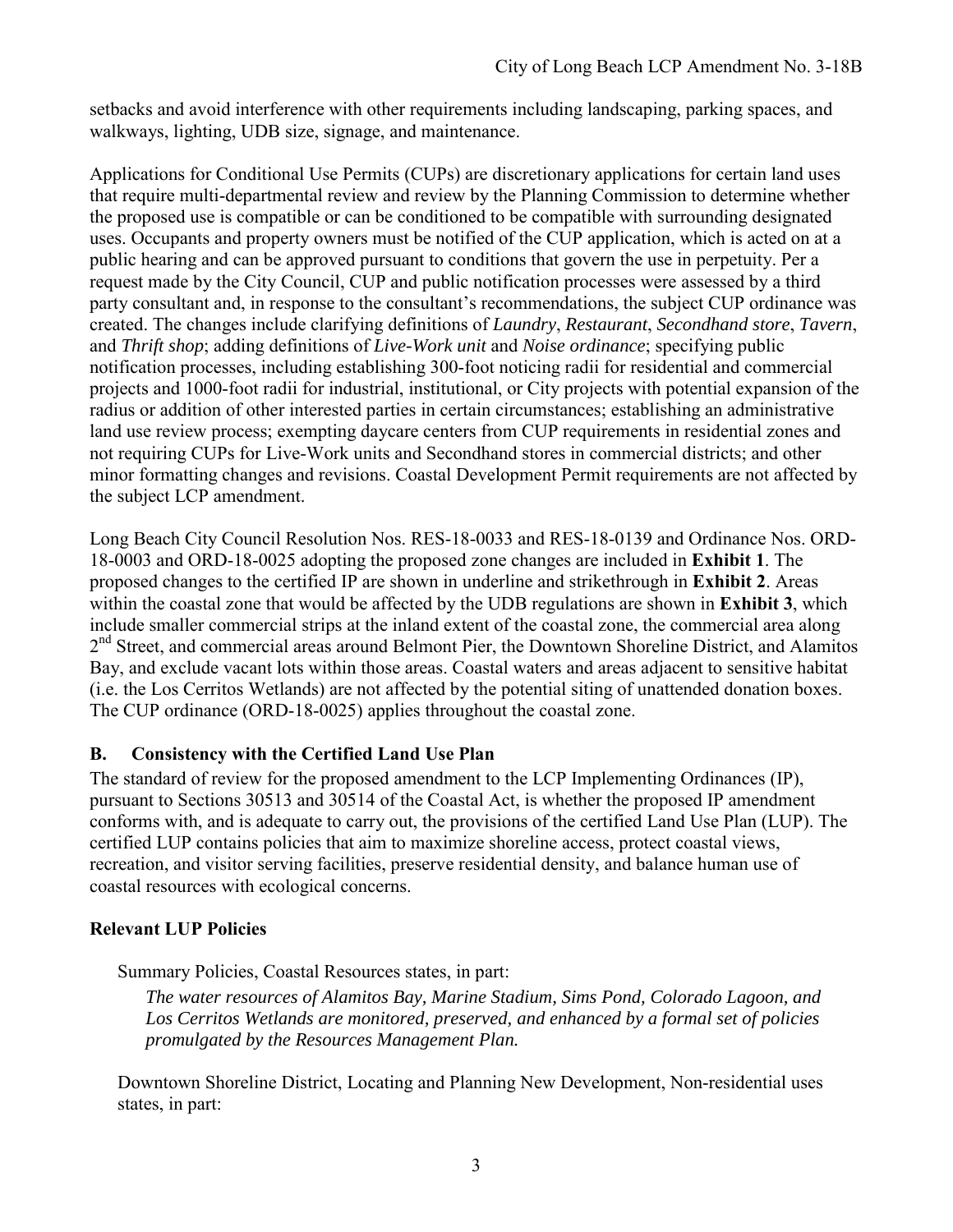setbacks and avoid interference with other requirements including landscaping, parking spaces, and walkways, lighting, UDB size, signage, and maintenance.

Applications for Conditional Use Permits (CUPs) are discretionary applications for certain land uses that require multi-departmental review and review by the Planning Commission to determine whether the proposed use is compatible or can be conditioned to be compatible with surrounding designated uses. Occupants and property owners must be notified of the CUP application, which is acted on at a public hearing and can be approved pursuant to conditions that govern the use in perpetuity. Per a request made by the City Council, CUP and public notification processes were assessed by a third party consultant and, in response to the consultant's recommendations, the subject CUP ordinance was created. The changes include clarifying definitions of *Laundry*, *Restaurant*, *Secondhand store*, *Tavern*, and *Thrift shop*; adding definitions of *Live-Work unit* and *Noise ordinance*; specifying public notification processes, including establishing 300-foot noticing radii for residential and commercial projects and 1000-foot radii for industrial, institutional, or City projects with potential expansion of the radius or addition of other interested parties in certain circumstances; establishing an administrative land use review process; exempting daycare centers from CUP requirements in residential zones and not requiring CUPs for Live-Work units and Secondhand stores in commercial districts; and other minor formatting changes and revisions. Coastal Development Permit requirements are not affected by the subject LCP amendment.

Long Beach City Council Resolution Nos. RES-18-0033 and RES-18-0139 and Ordinance Nos. ORD-18-0003 and ORD-18-0025 adopting the proposed zone changes are included in **Exhibit 1**. The proposed changes to the certified IP are shown in underline and strikethrough in **Exhibit 2**. Areas within the coastal zone that would be affected by the UDB regulations are shown in **Exhibit 3**, which include smaller commercial strips at the inland extent of the coastal zone, the commercial area along 2nd Street, and commercial areas around Belmont Pier, the Downtown Shoreline District, and Alamitos Bay, and exclude vacant lots within those areas. Coastal waters and areas adjacent to sensitive habitat (i.e. the Los Cerritos Wetlands) are not affected by the potential siting of unattended donation boxes. The CUP ordinance (ORD-18-0025) applies throughout the coastal zone.

## B. Consistency with the Certified Land Use Plan

The standard of review for the proposed amendment to the LCP Implementing Ordinances (IP), pursuant to Sections 30513 and 30514 of the Coastal Act, is whether the proposed IP amendment conforms with, and is adequate to carry out, the provisions of the certified Land Use Plan (LUP). The certified LUP contains policies that aim to maximize shoreline access, protect coastal views, recreation, and visitor serving facilities, preserve residential density, and balance human use of coastal resources with ecological concerns.

### Relevant LUP Policies

Summary Policies, Coastal Resources states, in part:

> *The water resources of Alamitos Bay, Marine Stadium, Sims Pond, Colorado Lagoon, and Los Cerritos Wetlands are monitored, preserved, and enhanced by a formal set of policies promulgated by the Resources Management Plan.*

Downtown Shoreline District, Locating and Planning New Development, Non-residential uses states, in part: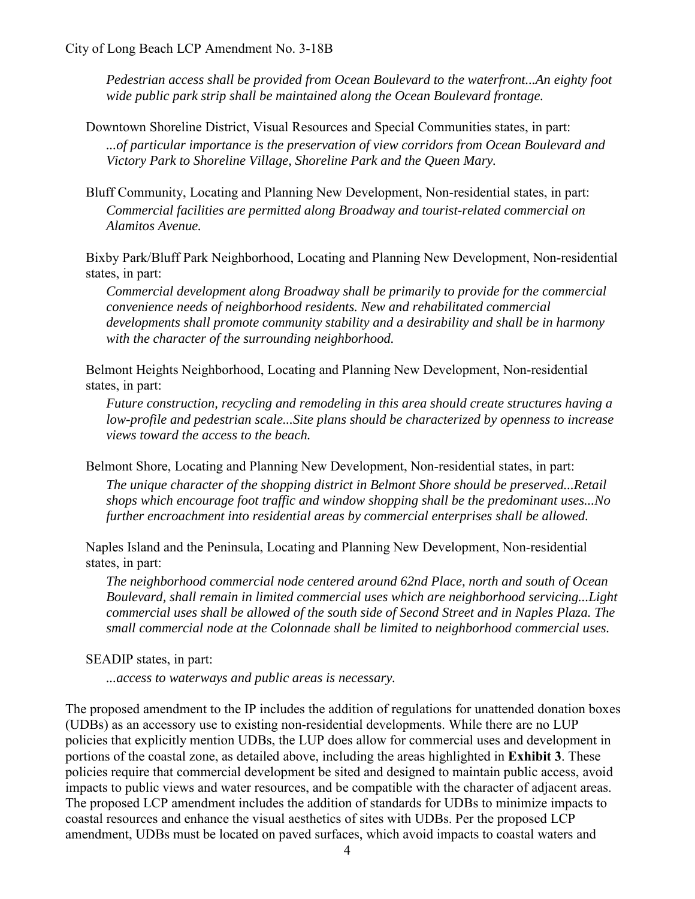*Pedestrian access shall be provided from Ocean Boulevard to the waterfront...An eighty foot wide public park strip shall be maintained along the Ocean Boulevard frontage.*

Downtown Shoreline District, Visual Resources and Special Communities states, in part:

*...of particular importance is the preservation of view corridors from Ocean Boulevard and Victory Park to Shoreline Village, Shoreline Park and the Queen Mary.*

Bluff Community, Locating and Planning New Development, Non-residential states, in part:

*Commercial facilities are permitted along Broadway and tourist-related commercial on Alamitos Avenue.*

Bixby Park/Bluff Park Neighborhood, Locating and Planning New Development, Non-residential states, in part:

*Commercial development along Broadway shall be primarily to provide for the commercial convenience needs of neighborhood residents. New and rehabilitated commercial developments shall promote community stability and a desirability and shall be in harmony with the character of the surrounding neighborhood.*

Belmont Heights Neighborhood, Locating and Planning New Development, Non-residential states, in part:

*Future construction, recycling and remodeling in this area should create structures having a low-profile and pedestrian scale...Site plans should be characterized by openness to increase views toward the access to the beach.*

Belmont Shore, Locating and Planning New Development, Non-residential states, in part:

*The unique character of the shopping district in Belmont Shore should be preserved...Retail shops which encourage foot traffic and window shopping shall be the predominant uses...No further encroachment into residential areas by commercial enterprises shall be allowed.*

Naples Island and the Peninsula, Locating and Planning New Development, Non-residential states, in part:

*The neighborhood commercial node centered around 62nd Place, north and south of Ocean Boulevard, shall remain in limited commercial uses which are neighborhood servicing...Light commercial uses shall be allowed of the south side of Second Street and in Naples Plaza. The small commercial node at the Colonnade shall be limited to neighborhood commercial uses.*

SEADIP states, in part:

*...access to waterways and public areas is necessary.*

The proposed amendment to the IP includes the addition of regulations for unattended donation boxes (UDBs) as an accessory use to existing non-residential developments. While there are no LUP policies that explicitly mention UDBs, the LUP does allow for commercial uses and development in portions of the coastal zone, as detailed above, including the areas highlighted in **Exhibit 3**. These policies require that commercial development be sited and designed to maintain public access, avoid impacts to public views and water resources, and be compatible with the character of adjacent areas. The proposed LCP amendment includes the addition of standards for UDBs to minimize impacts to coastal resources and enhance the visual aesthetics of sites with UDBs. Per the proposed LCP amendment, UDBs must be located on paved surfaces, which avoid impacts to coastal waters and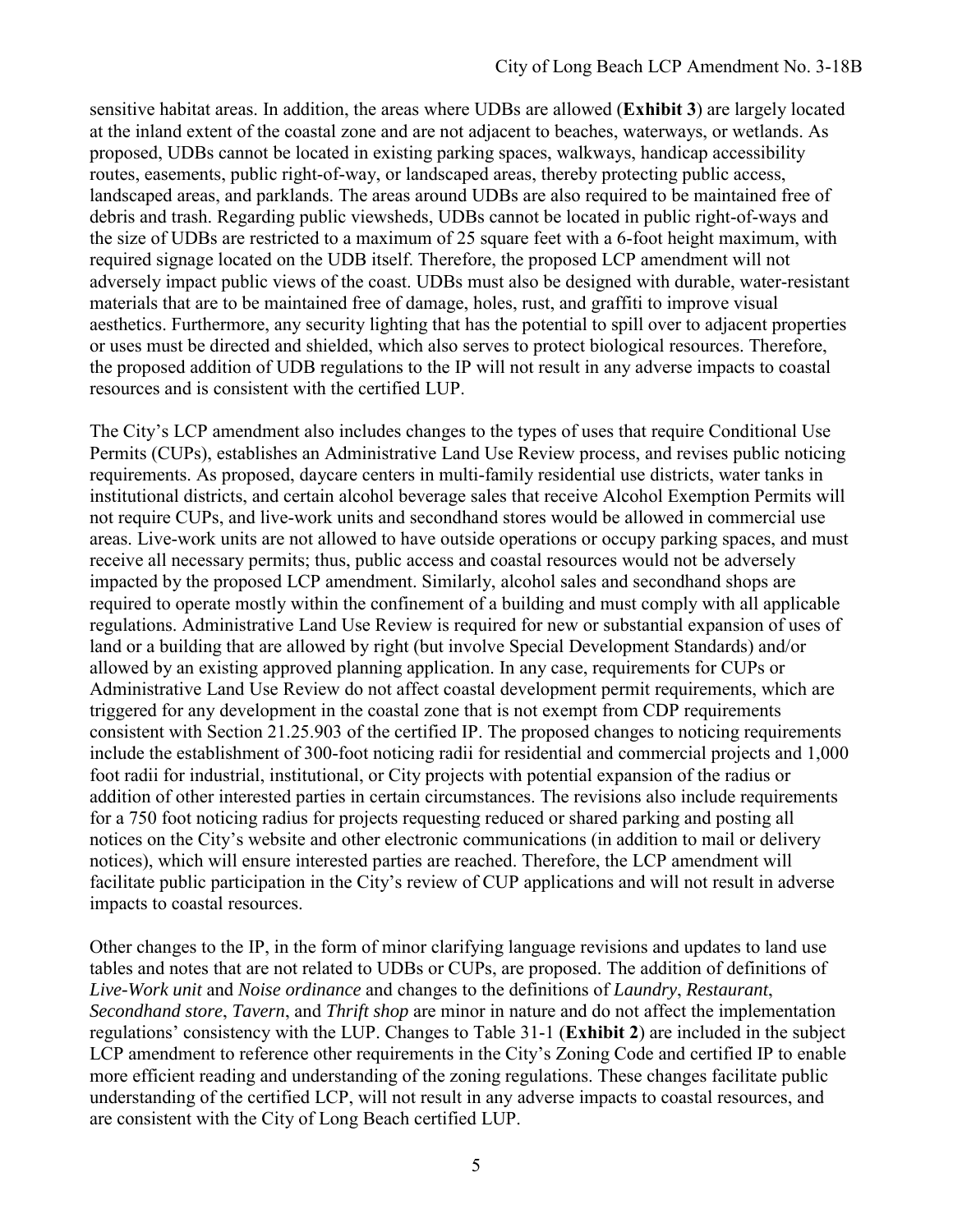sensitive habitat areas. In addition, the areas where UDBs are allowed (**Exhibit 3**) are largely located at the inland extent of the coastal zone and are not adjacent to beaches, waterways, or wetlands. As proposed, UDBs cannot be located in existing parking spaces, walkways, handicap accessibility routes, easements, public right-of-way, or landscaped areas, thereby protecting public access, landscaped areas, and parklands. The areas around UDBs are also required to be maintained free of debris and trash. Regarding public viewsheds, UDBs cannot be located in public right-of-ways and the size of UDBs are restricted to a maximum of 25 square feet with a 6-foot height maximum, with required signage located on the UDB itself. Therefore, the proposed LCP amendment will not adversely impact public views of the coast. UDBs must also be designed with durable, water-resistant materials that are to be maintained free of damage, holes, rust, and graffiti to improve visual aesthetics. Furthermore, any security lighting that has the potential to spill over to adjacent properties or uses must be directed and shielded, which also serves to protect biological resources. Therefore, the proposed addition of UDB regulations to the IP will not result in any adverse impacts to coastal resources and is consistent with the certified LUP.

The City's LCP amendment also includes changes to the types of uses that require Conditional Use Permits (CUPs), establishes an Administrative Land Use Review process, and revises public noticing requirements. As proposed, daycare centers in multi-family residential use districts, water tanks in institutional districts, and certain alcohol beverage sales that receive Alcohol Exemption Permits will not require CUPs, and live-work units and secondhand stores would be allowed in commercial use areas. Live-work units are not allowed to have outside operations or occupy parking spaces, and must receive all necessary permits; thus, public access and coastal resources would not be adversely impacted by the proposed LCP amendment. Similarly, alcohol sales and secondhand shops are required to operate mostly within the confinement of a building and must comply with all applicable regulations. Administrative Land Use Review is required for new or substantial expansion of uses of land or a building that are allowed by right (but involve Special Development Standards) and/or allowed by an existing approved planning application. In any case, requirements for CUPs or Administrative Land Use Review do not affect coastal development permit requirements, which are triggered for any development in the coastal zone that is not exempt from CDP requirements consistent with Section 21.25.903 of the certified IP. The proposed changes to noticing requirements include the establishment of 300-foot noticing radii for residential and commercial projects and 1,000 foot radii for industrial, institutional, or City projects with potential expansion of the radius or addition of other interested parties in certain circumstances. The revisions also include requirements for a 750 foot noticing radius for projects requesting reduced or shared parking and posting all notices on the City's website and other electronic communications (in addition to mail or delivery notices), which will ensure interested parties are reached. Therefore, the LCP amendment will facilitate public participation in the City's review of CUP applications and will not result in adverse impacts to coastal resources.

Other changes to the IP, in the form of minor clarifying language revisions and updates to land use tables and notes that are not related to UDBs or CUPs, are proposed. The addition of definitions of *Live-Work unit* and *Noise ordinance* and changes to the definitions of *Laundry*, *Restaurant*, *Secondhand store*, *Tavern*, and *Thrift shop* are minor in nature and do not affect the implementation regulations' consistency with the LUP. Changes to Table 31-1 (**Exhibit 2**) are included in the subject LCP amendment to reference other requirements in the City's Zoning Code and certified IP to enable more efficient reading and understanding of the zoning regulations. These changes facilitate public understanding of the certified LCP, will not result in any adverse impacts to coastal resources, and are consistent with the City of Long Beach certified LUP.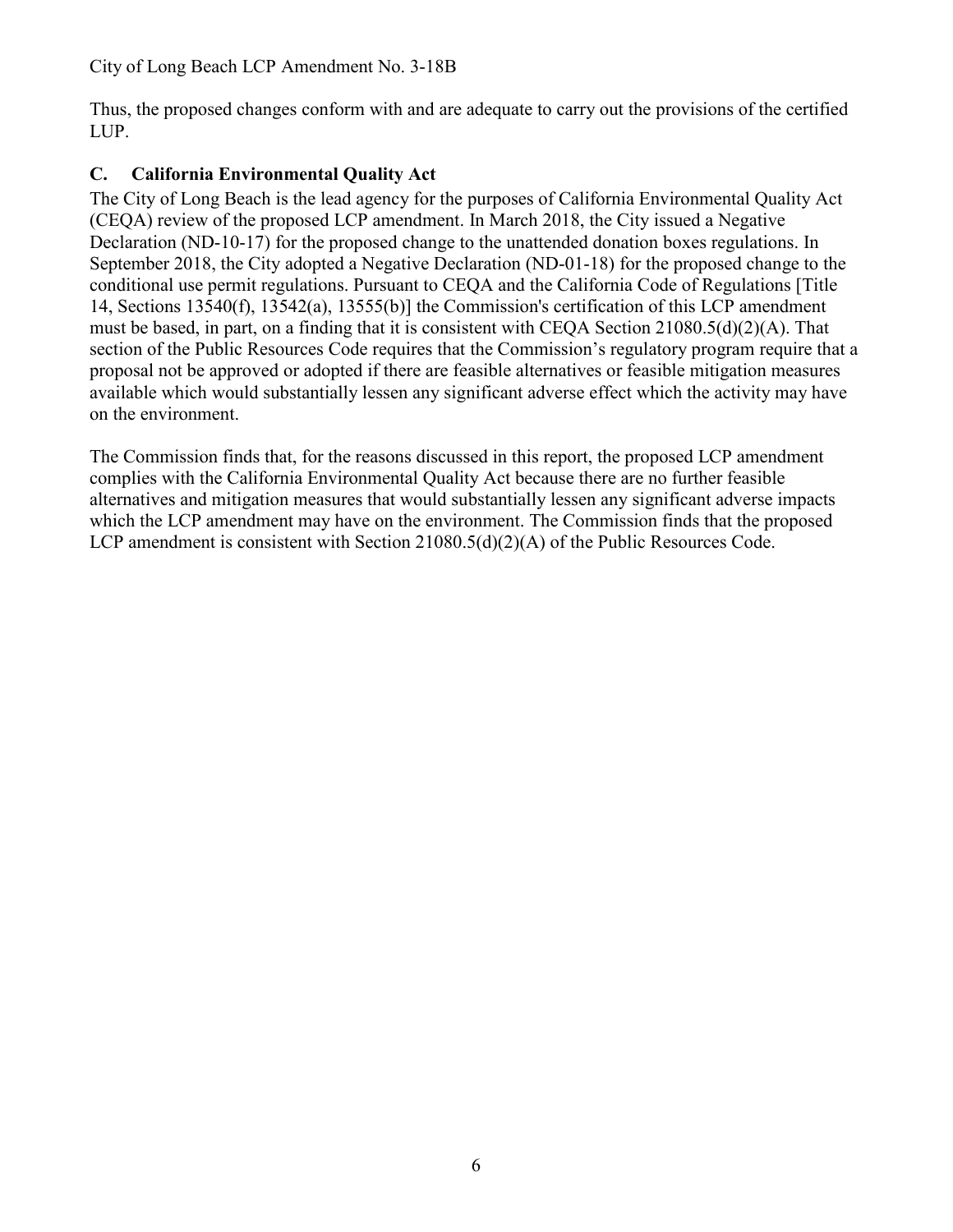Thus, the proposed changes conform with and are adequate to carry out the provisions of the certified LUP.

## C. California Environmental Quality Act

The City of Long Beach is the lead agency for the purposes of California Environmental Quality Act (CEQA) review of the proposed LCP amendment. In March 2018, the City issued a Negative Declaration (ND-10-17) for the proposed change to the unattended donation boxes regulations. In September 2018, the City adopted a Negative Declaration (ND-01-18) for the proposed change to the conditional use permit regulations. Pursuant to CEQA and the California Code of Regulations [Title 14, Sections 13540(f), 13542(a), 13555(b)] the Commission's certification of this LCP amendment must be based, in part, on a finding that it is consistent with CEQA Section 21080.5(d)(2)(A). That section of the Public Resources Code requires that the Commission's regulatory program require that a proposal not be approved or adopted if there are feasible alternatives or feasible mitigation measures available which would substantially lessen any significant adverse effect which the activity may have on the environment.

The Commission finds that, for the reasons discussed in this report, the proposed LCP amendment complies with the California Environmental Quality Act because there are no further feasible alternatives and mitigation measures that would substantially lessen any significant adverse impacts which the LCP amendment may have on the environment. The Commission finds that the proposed LCP amendment is consistent with Section 21080.5(d)(2)(A) of the Public Resources Code.